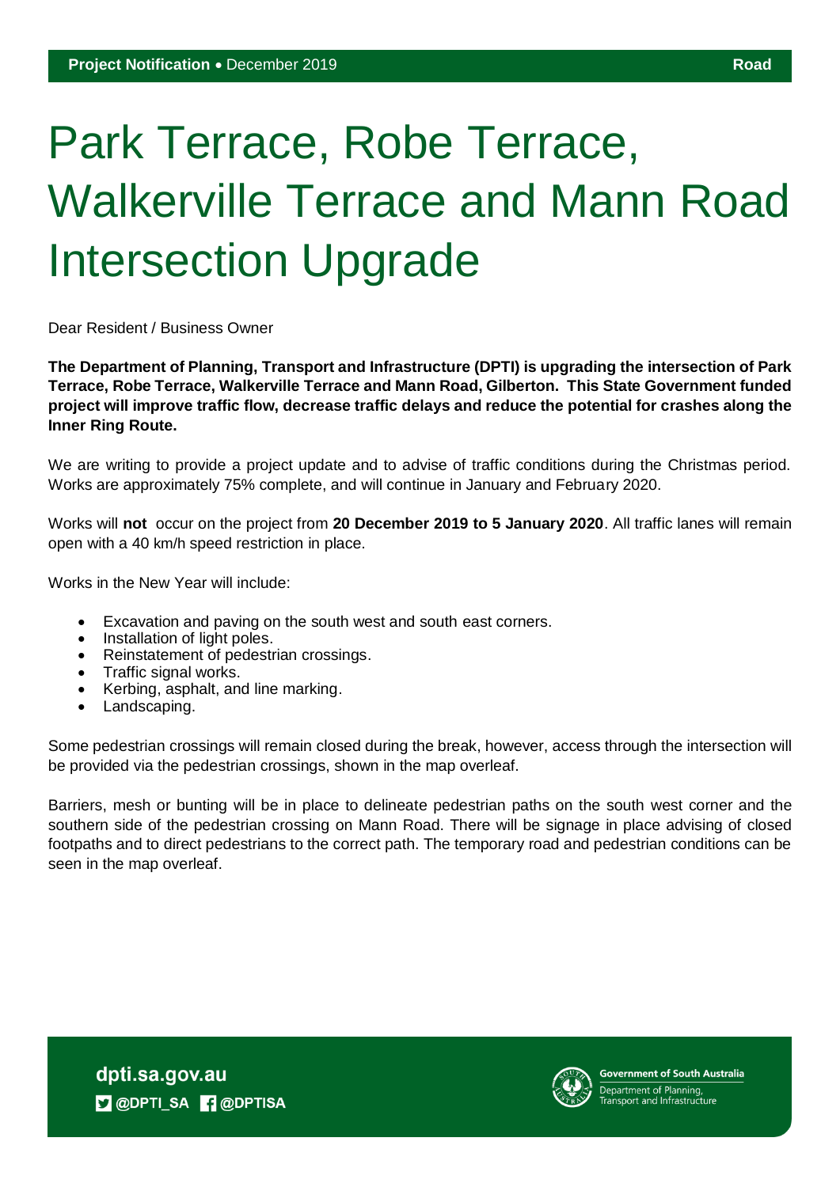**Project Notification** • December 2019 **Road**

# Park Terrace, Robe Terrace, Walkerville Terrace and Mann Road Intersection Upgrade

Dear Resident / Business Owner

**The Department of Planning, Transport and Infrastructure (DPTI) is upgrading the intersection of Park Terrace, Robe Terrace, Walkerville Terrace and Mann Road, Gilberton. This State Government funded project will improve traffic flow, decrease traffic delays and reduce the potential for crashes along the Inner Ring Route.**

We are writing to provide a project update and to advise of traffic conditions during the Christmas period. Works are approximately 75% complete, and will continue in January and February 2020.

Works will **not** occur on the project from **20 December 2019 to 5 January 2020**. All traffic lanes will remain open with a 40 km/h speed restriction in place.

Works in the New Year will include:

- Excavation and paving on the south west and south east corners.
- Installation of light poles.
- Reinstatement of pedestrian crossings.
- Traffic signal works.
- Kerbing, asphalt, and line marking.
- Landscaping.

Some pedestrian crossings will remain closed during the break, however, access through the intersection will be provided via the pedestrian crossings, shown in the map overleaf.

Barriers, mesh or bunting will be in place to delineate pedestrian paths on the south west corner and the southern side of the pedestrian crossing on Mann Road. There will be signage in place advising of closed footpaths and to direct pedestrians to the correct path. The temporary road and pedestrian conditions can be seen in the map overleaf.

**dpti.sa.gov.au**
@DPTI_SA @DPTISA

Government of South Australia
Department of Planning, Transport and Infrastructure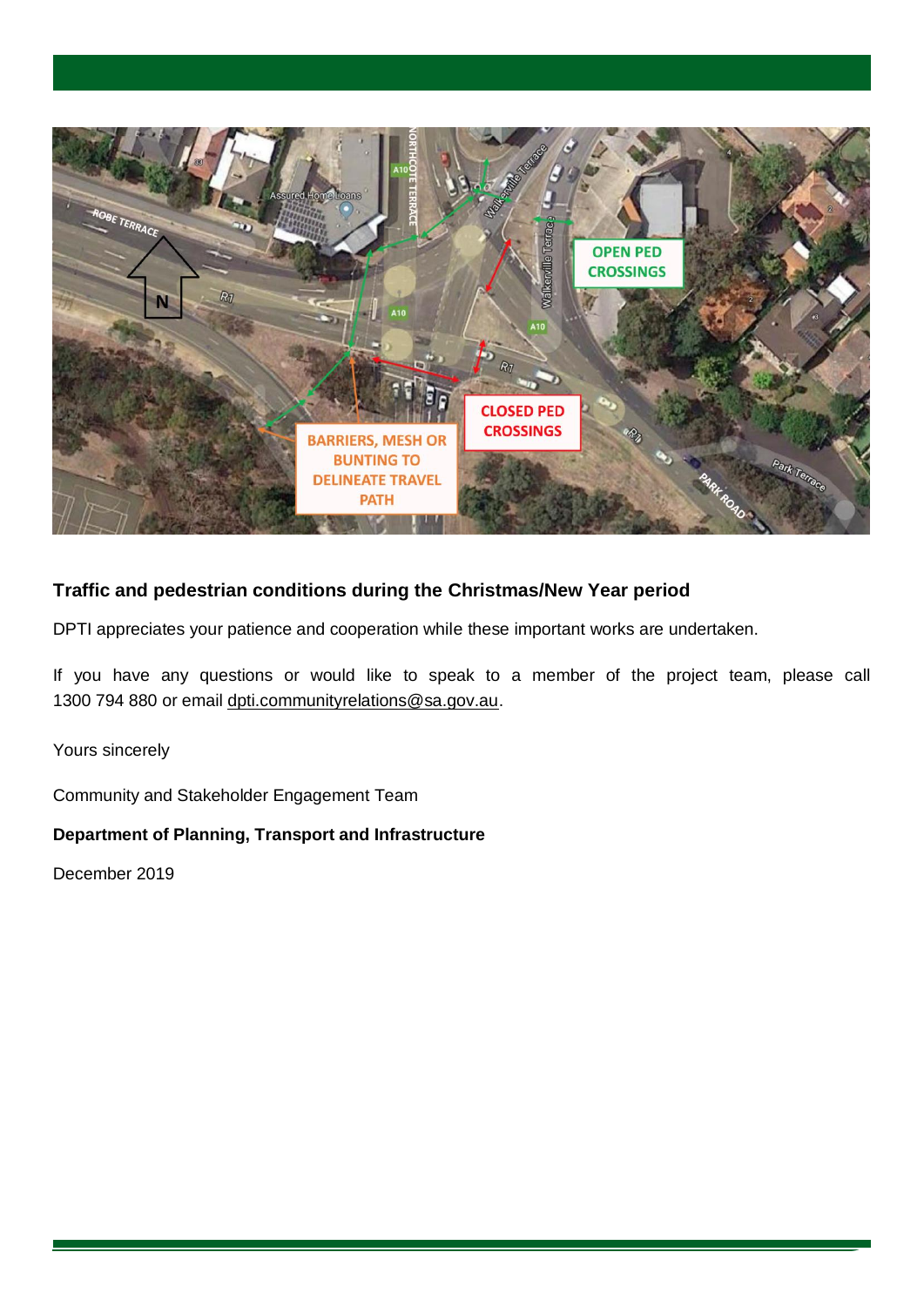### Traffic and pedestrian conditions during the Christmas/New Year period

DPTI appreciates your patience and cooperation while these important works are undertaken.

If you have any questions or would like to speak to a member of the project team, please call 1300 794 880 or email dpti.communityrelations@sa.gov.au.

Yours sincerely

Community and Stakeholder Engagement Team

**Department of Planning, Transport and Infrastructure**

December 2019